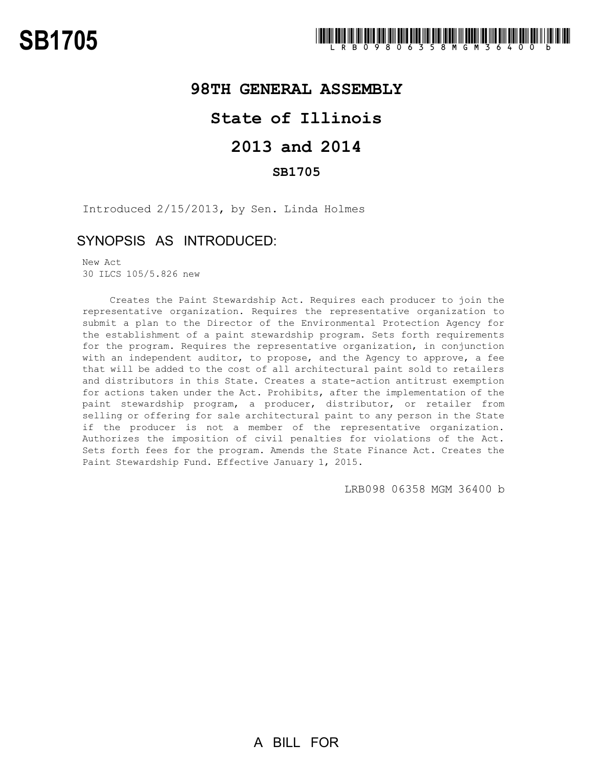# SB1705

LRB0980635 8MGM36400 b

## 98TH GENERAL ASSEMBLY

## State of Illinois

## 2013 and 2014

### SB1705

Introduced 2/15/2013, by Sen. Linda Holmes

### SYNOPSIS AS INTRODUCED:

New Act
30 ILCS 105/5.826 new

Creates the Paint Stewardship Act. Requires each producer to join the representative organization. Requires the representative organization to submit a plan to the Director of the Environmental Protection Agency for the establishment of a paint stewardship program. Sets forth requirements for the program. Requires the representative organization, in conjunction with an independent auditor, to propose, and the Agency to approve, a fee that will be added to the cost of all architectural paint sold to retailers and distributors in this State. Creates a state-action antitrust exemption for actions taken under the Act. Prohibits, after the implementation of the paint stewardship program, a producer, distributor, or retailer from selling or offering for sale architectural paint to any person in the State if the producer is not a member of the representative organization. Authorizes the imposition of civil penalties for violations of the Act. Sets forth fees for the program. Amends the State Finance Act. Creates the Paint Stewardship Fund. Effective January 1, 2015.

LRB098 06358 MGM 36400 b

A BILL FOR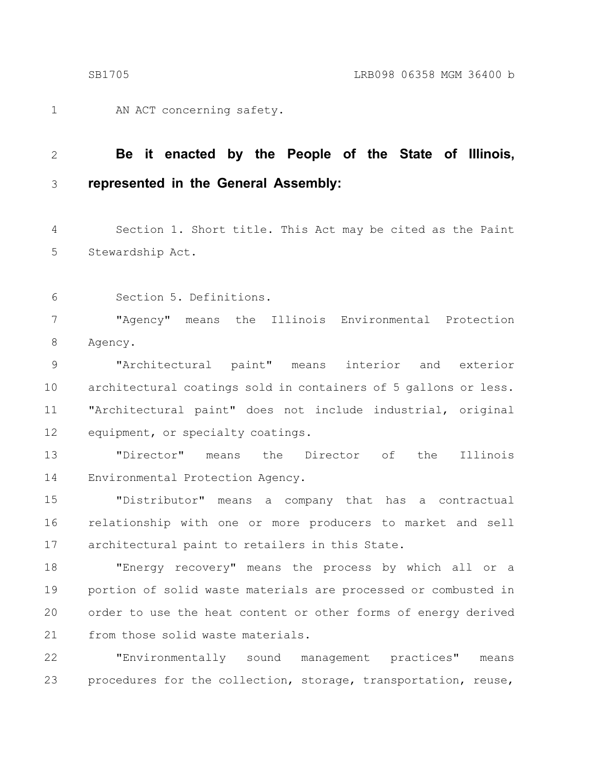AN ACT concerning safety.

**Be it enacted by the People of the State of Illinois, represented in the General Assembly:**

Section 1. Short title. This Act may be cited as the Paint Stewardship Act.

Section 5. Definitions.

"Agency" means the Illinois Environmental Protection Agency.

"Architectural paint" means interior and exterior architectural coatings sold in containers of 5 gallons or less. "Architectural paint" does not include industrial, original equipment, or specialty coatings.

"Director" means the Director of the Illinois Environmental Protection Agency.

"Distributor" means a company that has a contractual relationship with one or more producers to market and sell architectural paint to retailers in this State.

"Energy recovery" means the process by which all or a portion of solid waste materials are processed or combusted in order to use the heat content or other forms of energy derived from those solid waste materials.

"Environmentally sound management practices" means procedures for the collection, storage, transportation, reuse,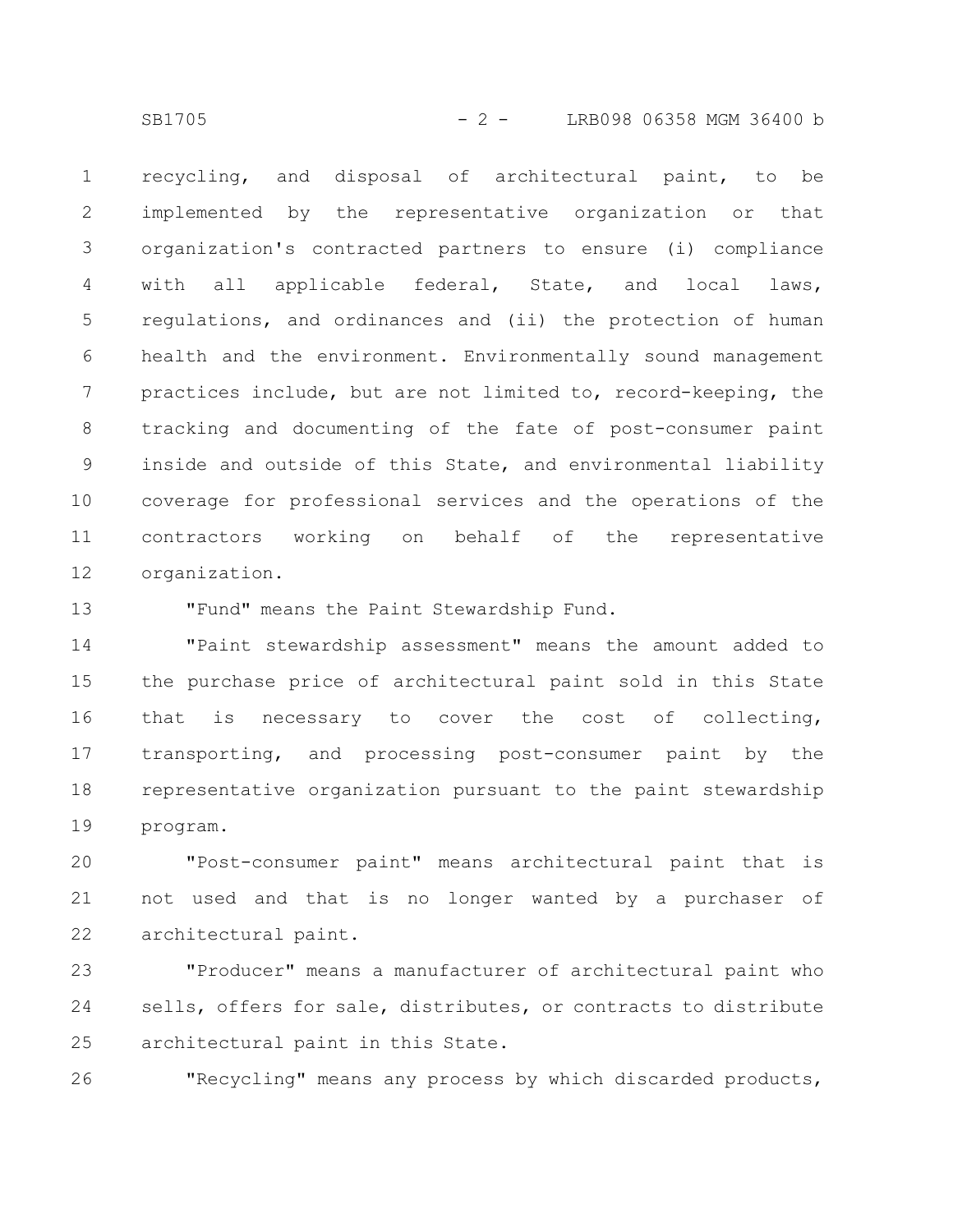recycling, and disposal of architectural paint, to be implemented by the representative organization or that organization's contracted partners to ensure (i) compliance with all applicable federal, State, and local laws, regulations, and ordinances and (ii) the protection of human health and the environment. Environmentally sound management practices include, but are not limited to, record-keeping, the tracking and documenting of the fate of post-consumer paint inside and outside of this State, and environmental liability coverage for professional services and the operations of the contractors working on behalf of the representative organization.

"Fund" means the Paint Stewardship Fund.

"Paint stewardship assessment" means the amount added to the purchase price of architectural paint sold in this State that is necessary to cover the cost of collecting, transporting, and processing post-consumer paint by the representative organization pursuant to the paint stewardship program.

"Post-consumer paint" means architectural paint that is not used and that is no longer wanted by a purchaser of architectural paint.

"Producer" means a manufacturer of architectural paint who sells, offers for sale, distributes, or contracts to distribute architectural paint in this State.

"Recycling" means any process by which discarded products,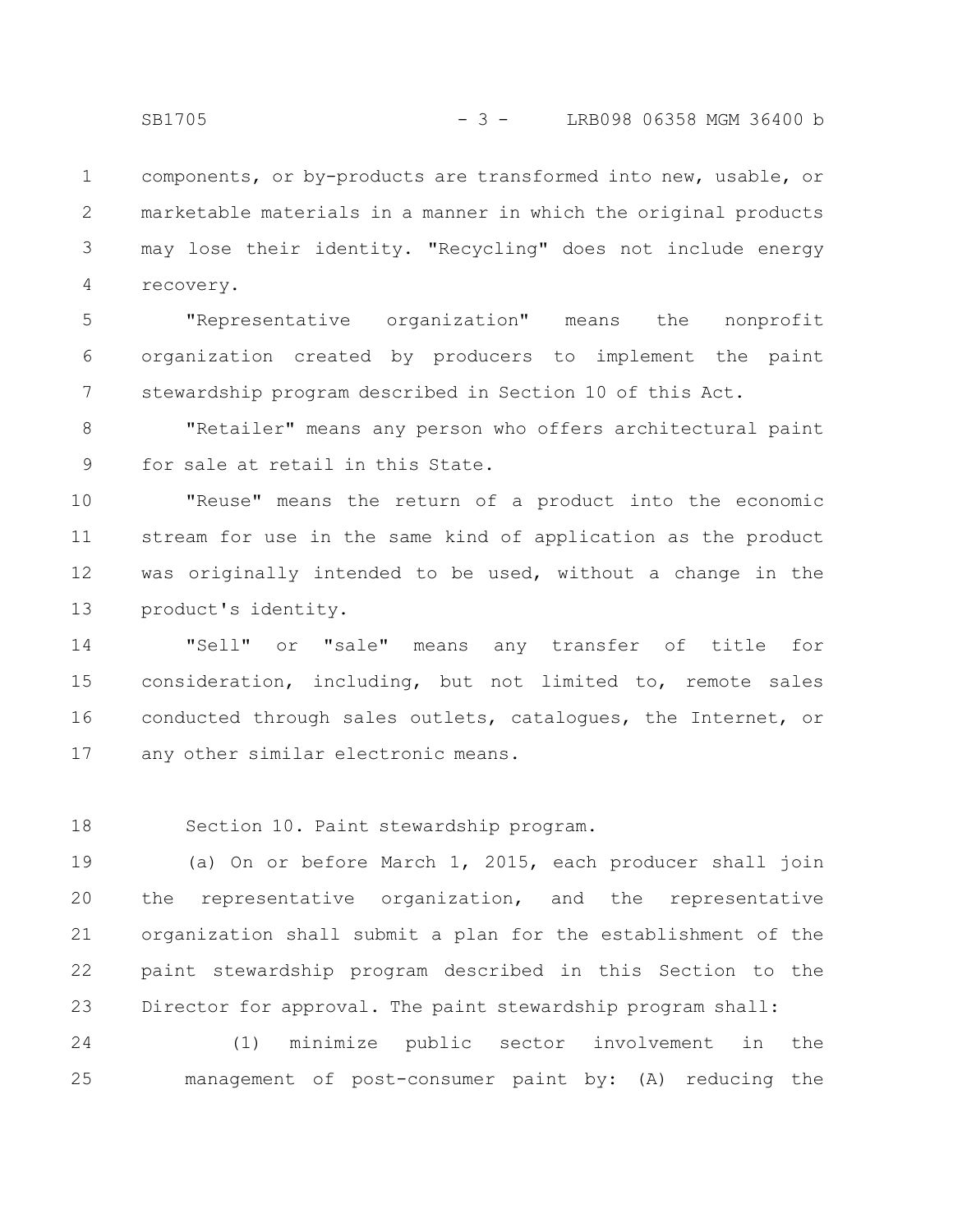components, or by-products are transformed into new, usable, or marketable materials in a manner in which the original products may lose their identity. "Recycling" does not include energy recovery.

"Representative organization" means the nonprofit organization created by producers to implement the paint stewardship program described in Section 10 of this Act.

"Retailer" means any person who offers architectural paint for sale at retail in this State.

"Reuse" means the return of a product into the economic stream for use in the same kind of application as the product was originally intended to be used, without a change in the product's identity.

"Sell" or "sale" means any transfer of title for consideration, including, but not limited to, remote sales conducted through sales outlets, catalogues, the Internet, or any other similar electronic means.

Section 10. Paint stewardship program.

(a) On or before March 1, 2015, each producer shall join the representative organization, and the representative organization shall submit a plan for the establishment of the paint stewardship program described in this Section to the Director for approval. The paint stewardship program shall:

(1) minimize public sector involvement in the management of post-consumer paint by: (A) reducing the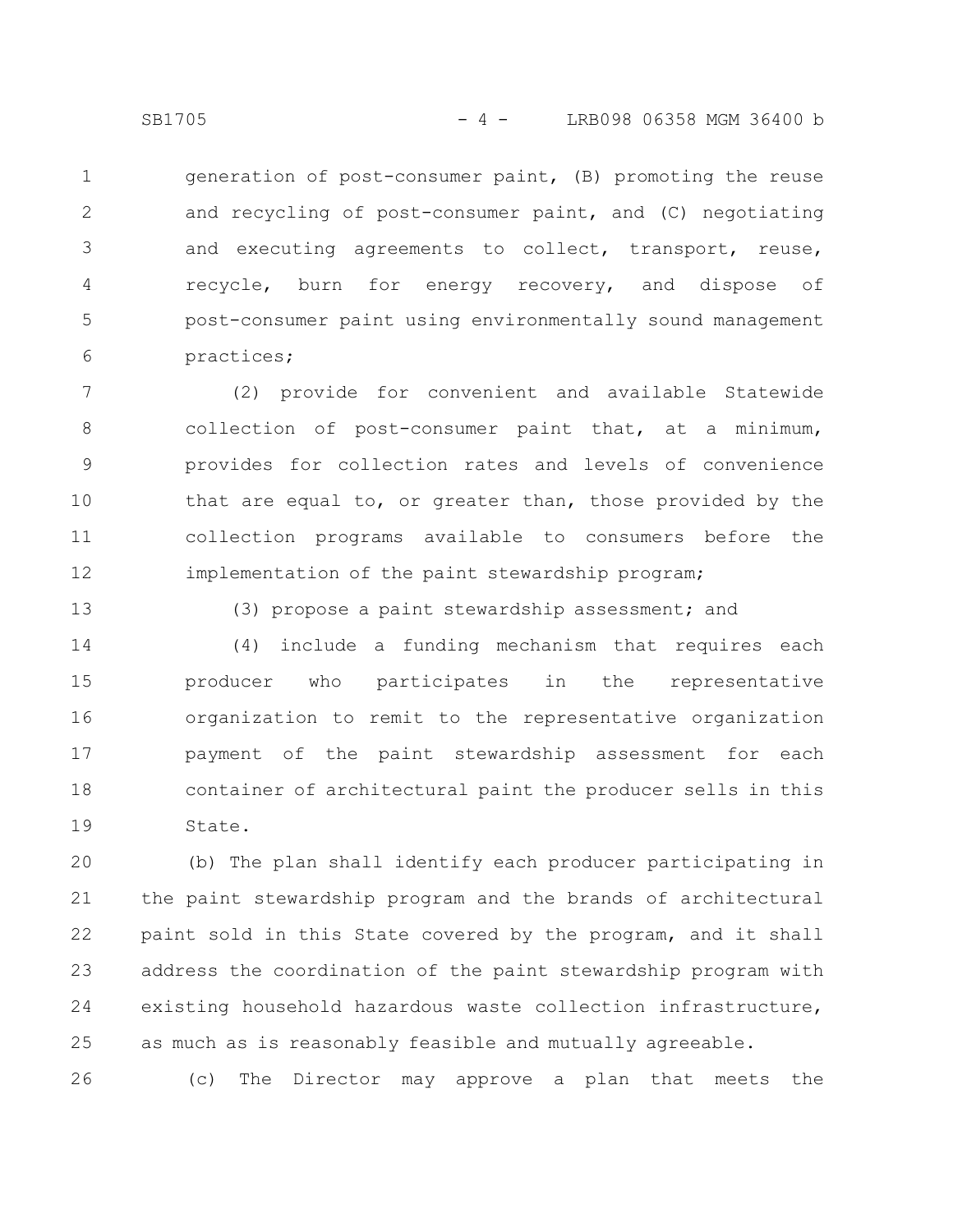generation of post-consumer paint, (B) promoting the reuse and recycling of post-consumer paint, and (C) negotiating and executing agreements to collect, transport, reuse, recycle, burn for energy recovery, and dispose of post-consumer paint using environmentally sound management practices;

(2) provide for convenient and available Statewide collection of post-consumer paint that, at a minimum, provides for collection rates and levels of convenience that are equal to, or greater than, those provided by the collection programs available to consumers before the implementation of the paint stewardship program;

(3) propose a paint stewardship assessment; and

(4) include a funding mechanism that requires each producer who participates in the representative organization to remit to the representative organization payment of the paint stewardship assessment for each container of architectural paint the producer sells in this State.

(b) The plan shall identify each producer participating in the paint stewardship program and the brands of architectural paint sold in this State covered by the program, and it shall address the coordination of the paint stewardship program with existing household hazardous waste collection infrastructure, as much as is reasonably feasible and mutually agreeable.

(c) The Director may approve a plan that meets the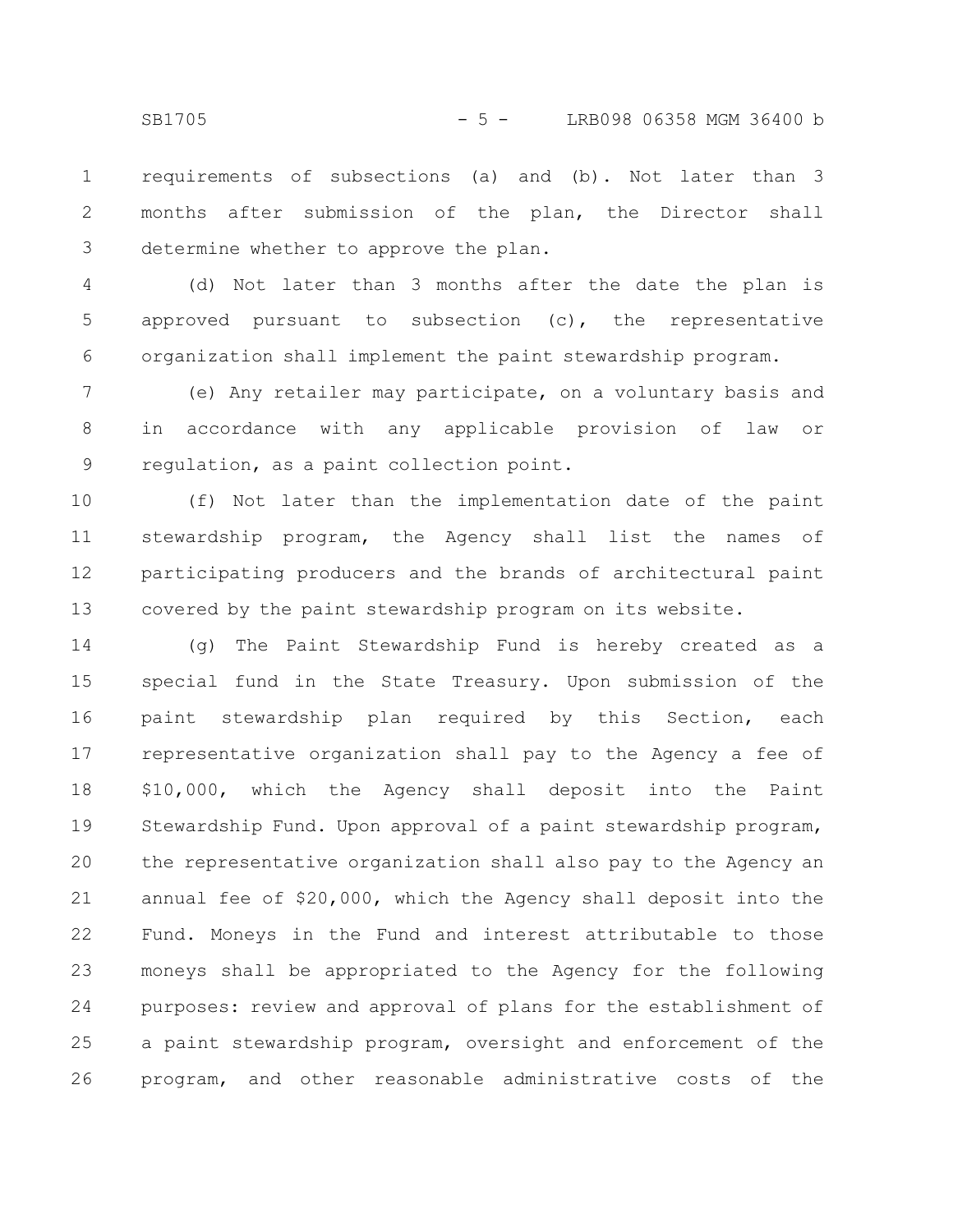requirements of subsections (a) and (b). Not later than 3 months after submission of the plan, the Director shall determine whether to approve the plan.

(d) Not later than 3 months after the date the plan is approved pursuant to subsection (c), the representative organization shall implement the paint stewardship program.

(e) Any retailer may participate, on a voluntary basis and in accordance with any applicable provision of law or regulation, as a paint collection point.

(f) Not later than the implementation date of the paint stewardship program, the Agency shall list the names of participating producers and the brands of architectural paint covered by the paint stewardship program on its website.

(g) The Paint Stewardship Fund is hereby created as a special fund in the State Treasury. Upon submission of the paint stewardship plan required by this Section, each representative organization shall pay to the Agency a fee of $10,000, which the Agency shall deposit into the Paint Stewardship Fund. Upon approval of a paint stewardship program, the representative organization shall also pay to the Agency an annual fee of $20,000, which the Agency shall deposit into the Fund. Moneys in the Fund and interest attributable to those moneys shall be appropriated to the Agency for the following purposes: review and approval of plans for the establishment of a paint stewardship program, oversight and enforcement of the program, and other reasonable administrative costs of the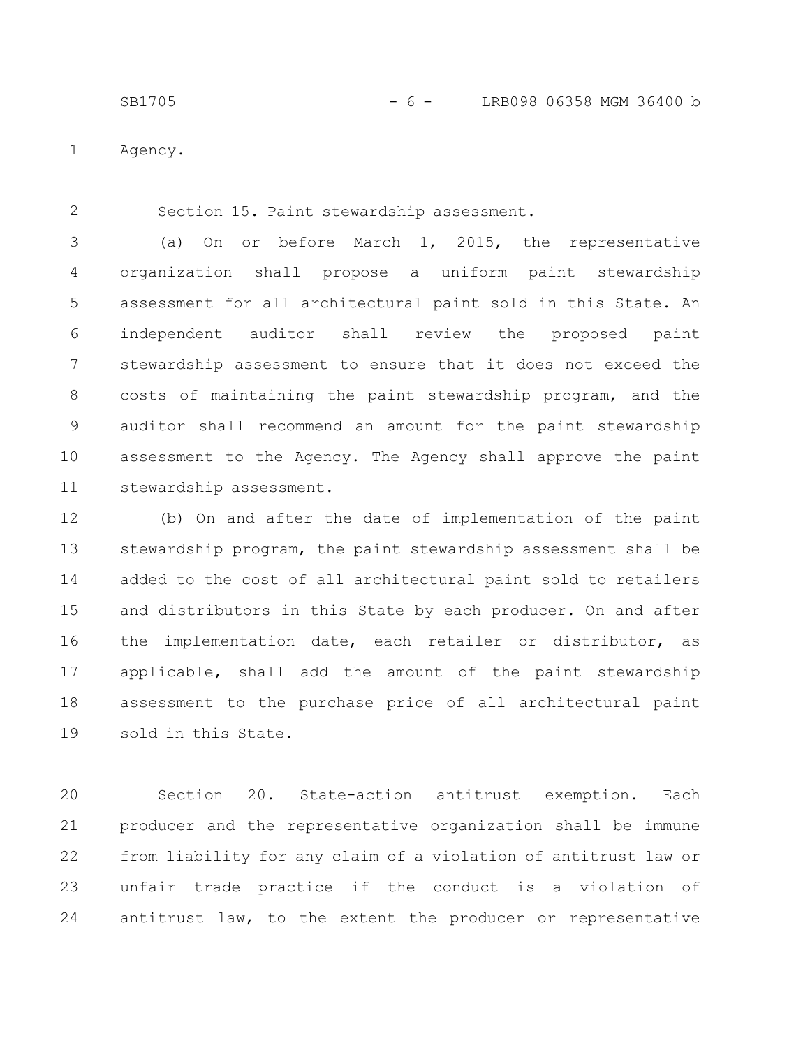Agency.

Section 15. Paint stewardship assessment.

(a) On or before March 1, 2015, the representative organization shall propose a uniform paint stewardship assessment for all architectural paint sold in this State. An independent auditor shall review the proposed paint stewardship assessment to ensure that it does not exceed the costs of maintaining the paint stewardship program, and the auditor shall recommend an amount for the paint stewardship assessment to the Agency. The Agency shall approve the paint stewardship assessment.

(b) On and after the date of implementation of the paint stewardship program, the paint stewardship assessment shall be added to the cost of all architectural paint sold to retailers and distributors in this State by each producer. On and after the implementation date, each retailer or distributor, as applicable, shall add the amount of the paint stewardship assessment to the purchase price of all architectural paint sold in this State.

Section 20. State-action antitrust exemption. Each producer and the representative organization shall be immune from liability for any claim of a violation of antitrust law or unfair trade practice if the conduct is a violation of antitrust law, to the extent the producer or representative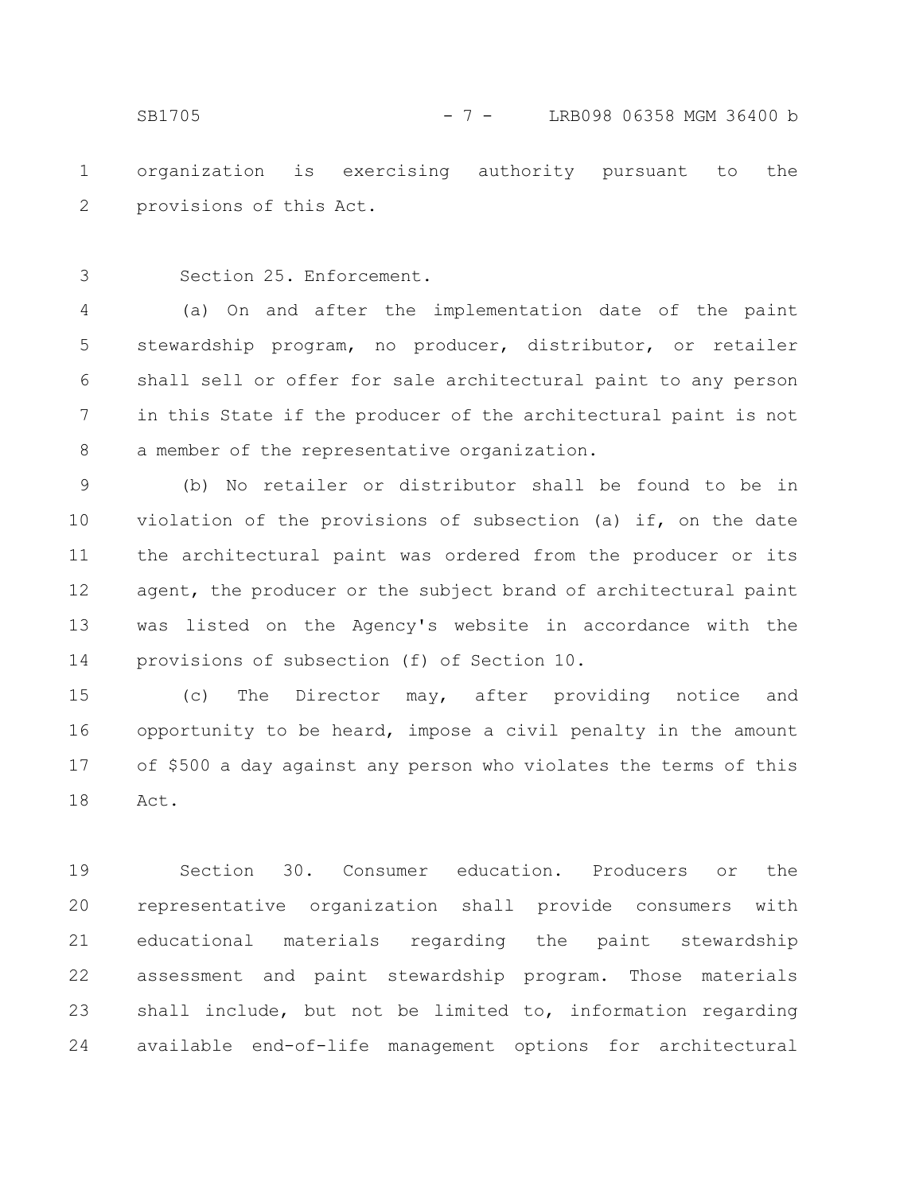organization is exercising authority pursuant to the provisions of this Act.

Section 25. Enforcement.

(a) On and after the implementation date of the paint stewardship program, no producer, distributor, or retailer shall sell or offer for sale architectural paint to any person in this State if the producer of the architectural paint is not a member of the representative organization.

(b) No retailer or distributor shall be found to be in violation of the provisions of subsection (a) if, on the date the architectural paint was ordered from the producer or its agent, the producer or the subject brand of architectural paint was listed on the Agency's website in accordance with the provisions of subsection (f) of Section 10.

(c) The Director may, after providing notice and opportunity to be heard, impose a civil penalty in the amount of $500 a day against any person who violates the terms of this Act.

Section 30. Consumer education. Producers or the representative organization shall provide consumers with educational materials regarding the paint stewardship assessment and paint stewardship program. Those materials shall include, but not be limited to, information regarding available end-of-life management options for architectural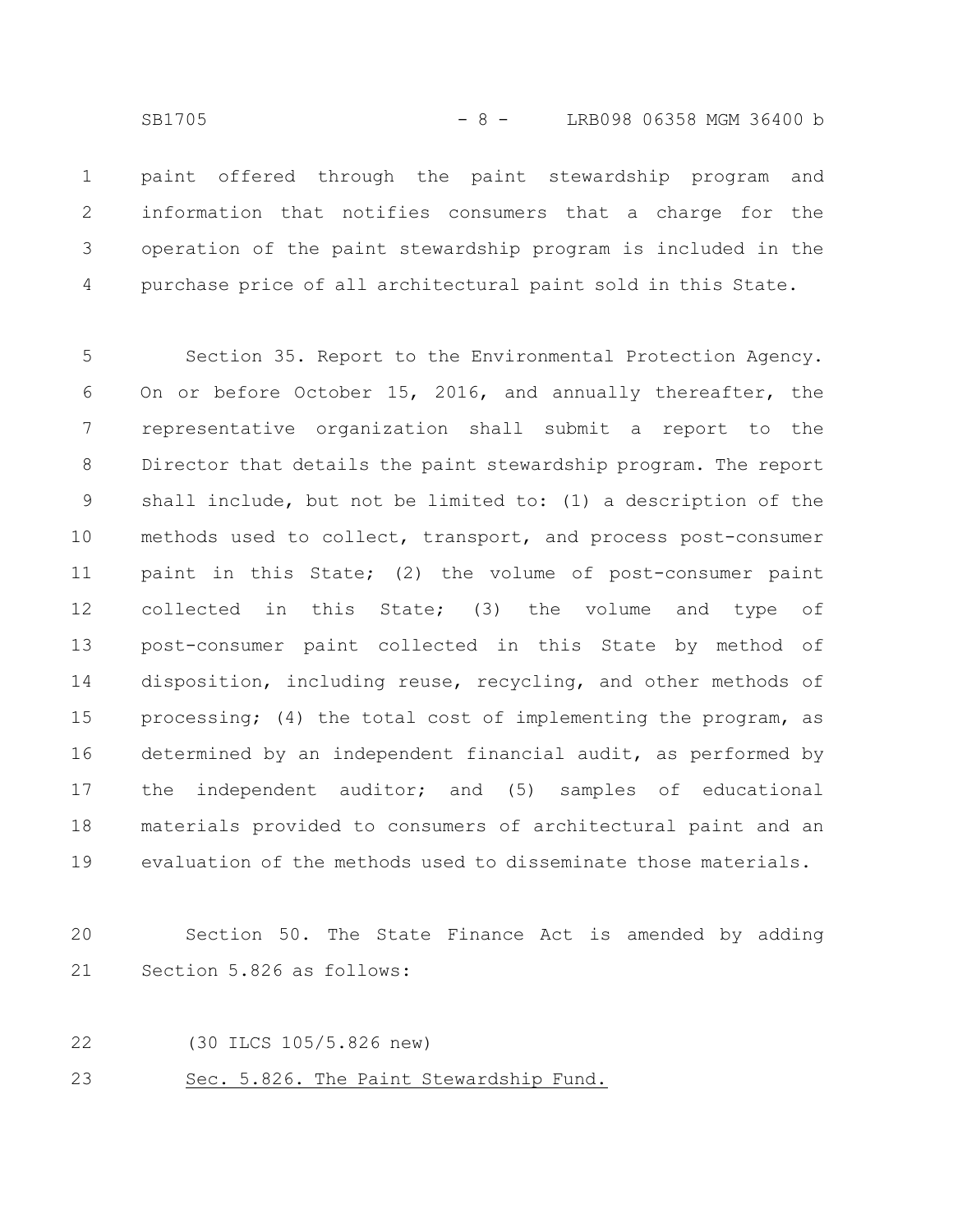paint offered through the paint stewardship program and information that notifies consumers that a charge for the operation of the paint stewardship program is included in the purchase price of all architectural paint sold in this State.

Section 35. Report to the Environmental Protection Agency. On or before October 15, 2016, and annually thereafter, the representative organization shall submit a report to the Director that details the paint stewardship program. The report shall include, but not be limited to: (1) a description of the methods used to collect, transport, and process post-consumer paint in this State; (2) the volume of post-consumer paint collected in this State; (3) the volume and type of post-consumer paint collected in this State by method of disposition, including reuse, recycling, and other methods of processing; (4) the total cost of implementing the program, as determined by an independent financial audit, as performed by the independent auditor; and (5) samples of educational materials provided to consumers of architectural paint and an evaluation of the methods used to disseminate those materials.

Section 50. The State Finance Act is amended by adding Section 5.826 as follows:

(30 ILCS 105/5.826 new)

Sec. 5.826. The Paint Stewardship Fund.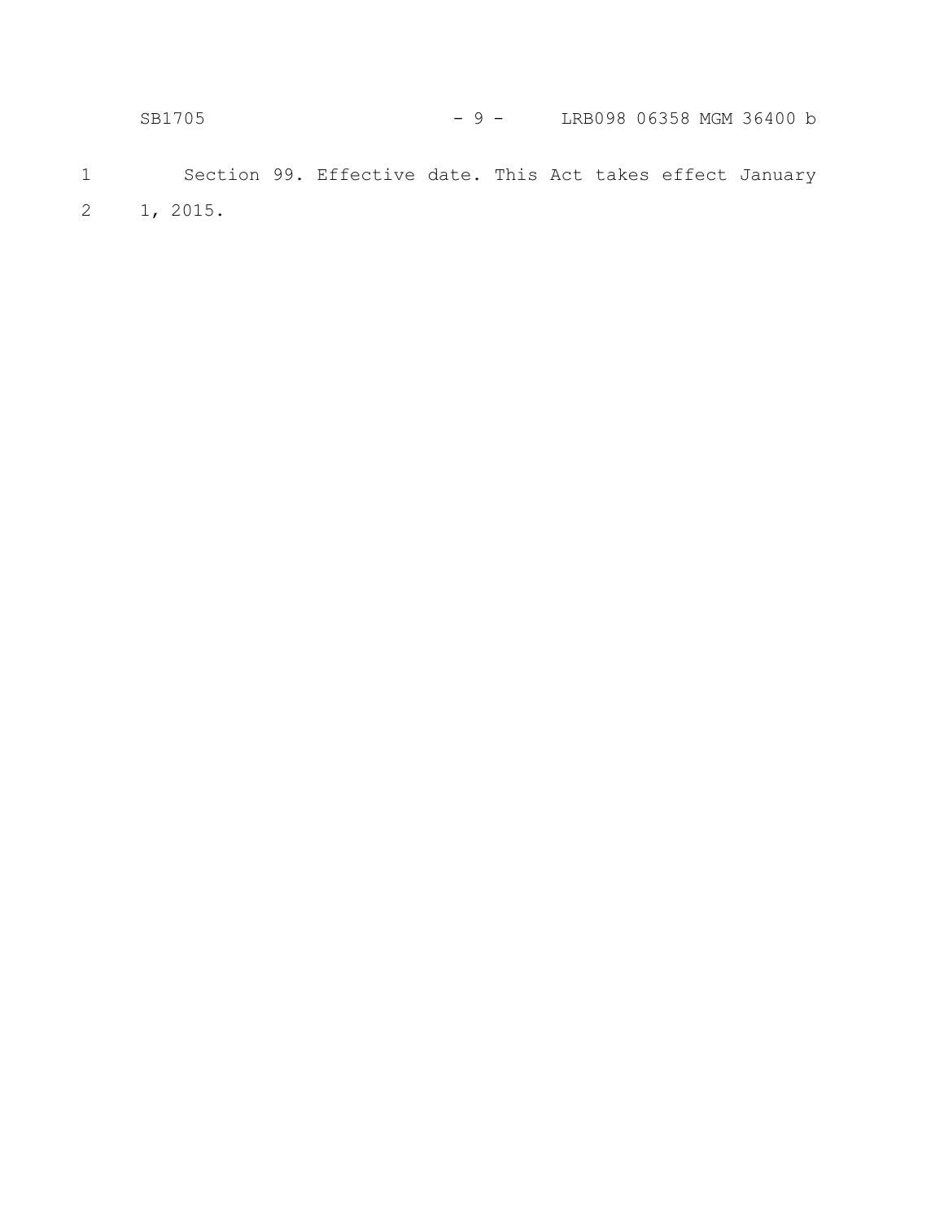Section 99. Effective date. This Act takes effect January 1, 2015.